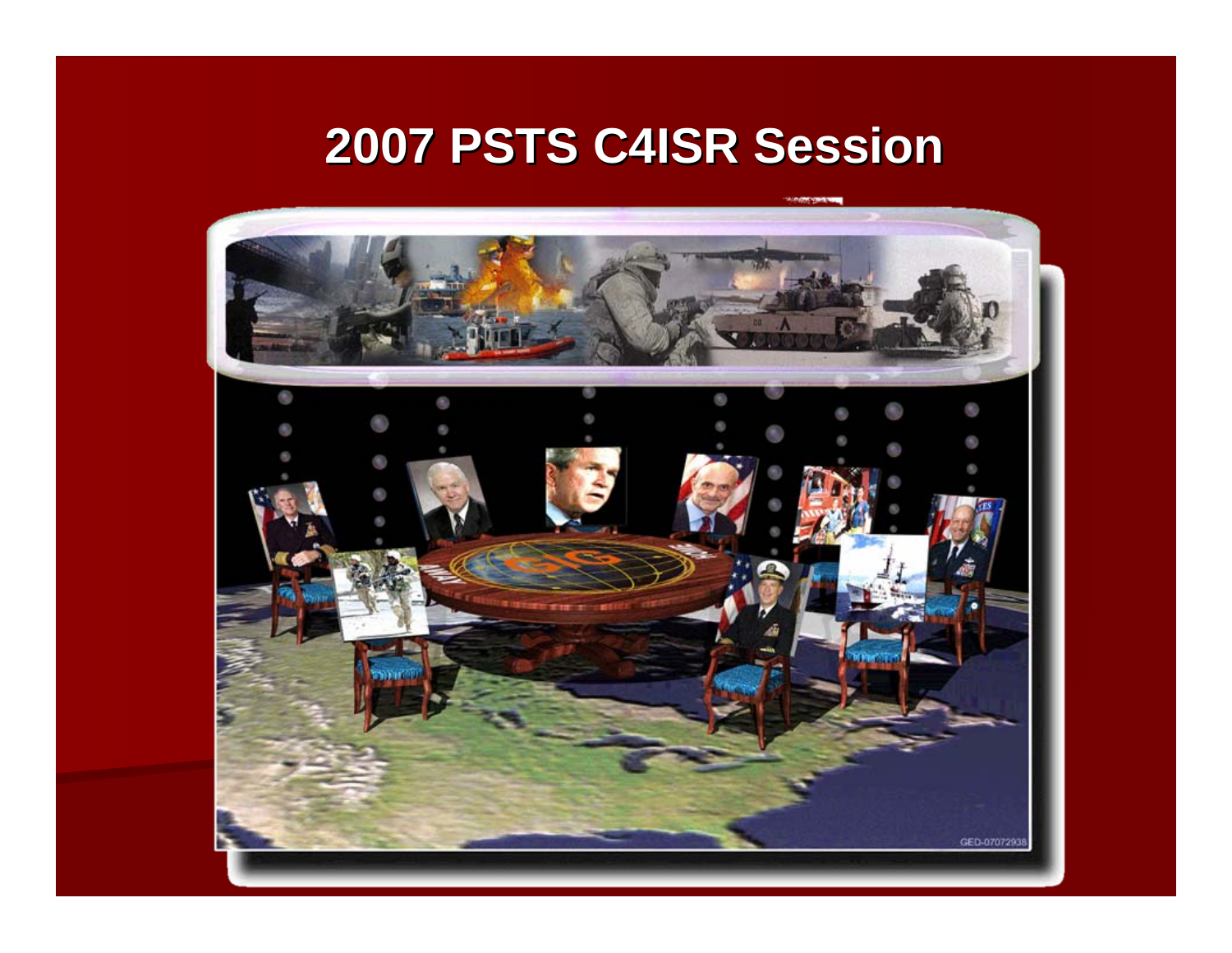# 2007 PSTS C4ISR Session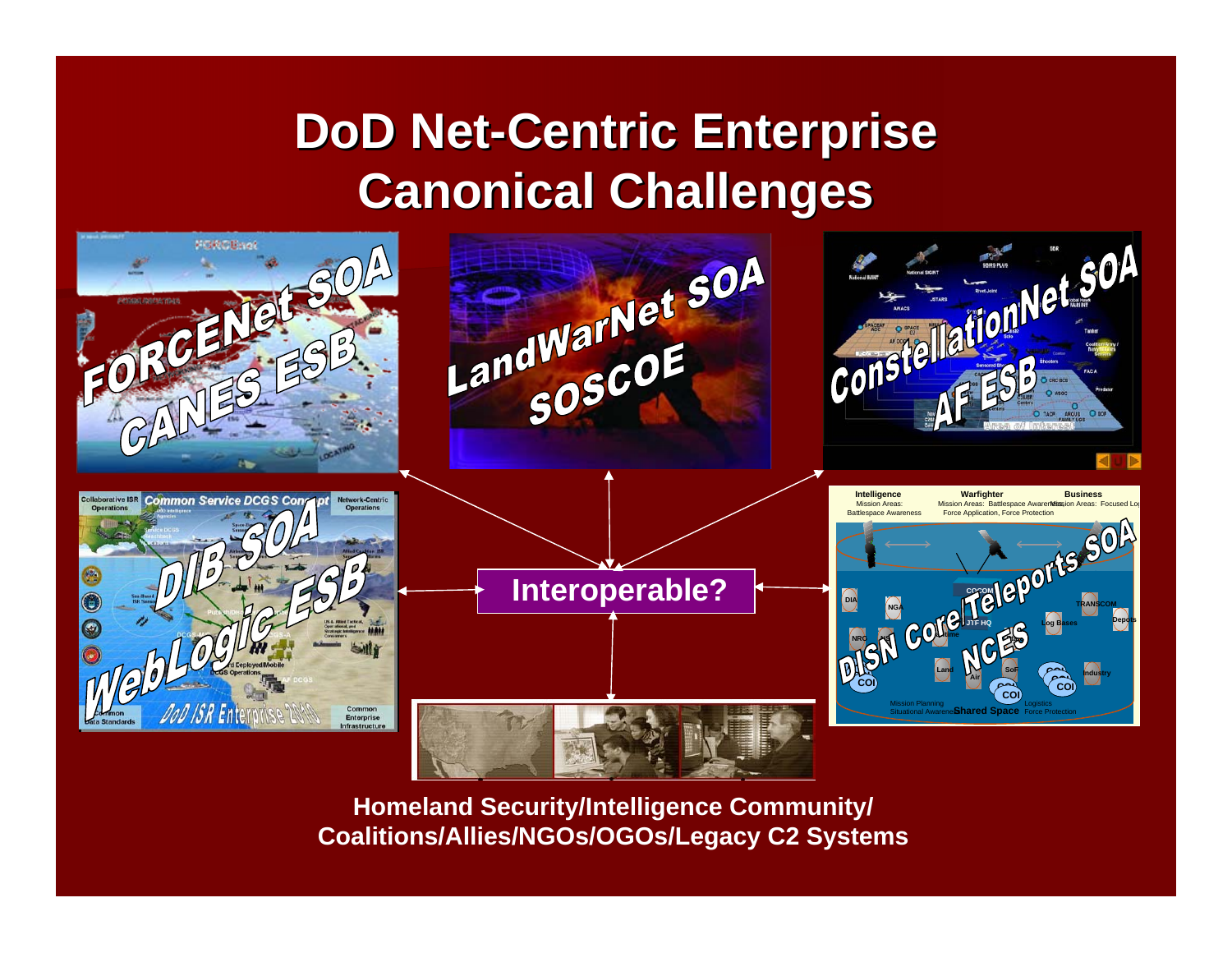# DoD Net-Centric Enterprise Canonical Challenges

FORCENet SOA
CANES ESB

LandWarNet SOA
SOSCOE

ConstellationNet SOA
AF ESB

DIB SOA
WebLogic ESB

**Interoperable?**

DISN Core/Teleports SOA
NCES

**Homeland Security/Intelligence Community/ Coalitions/Allies/NGOs/OGOs/Legacy C2 Systems**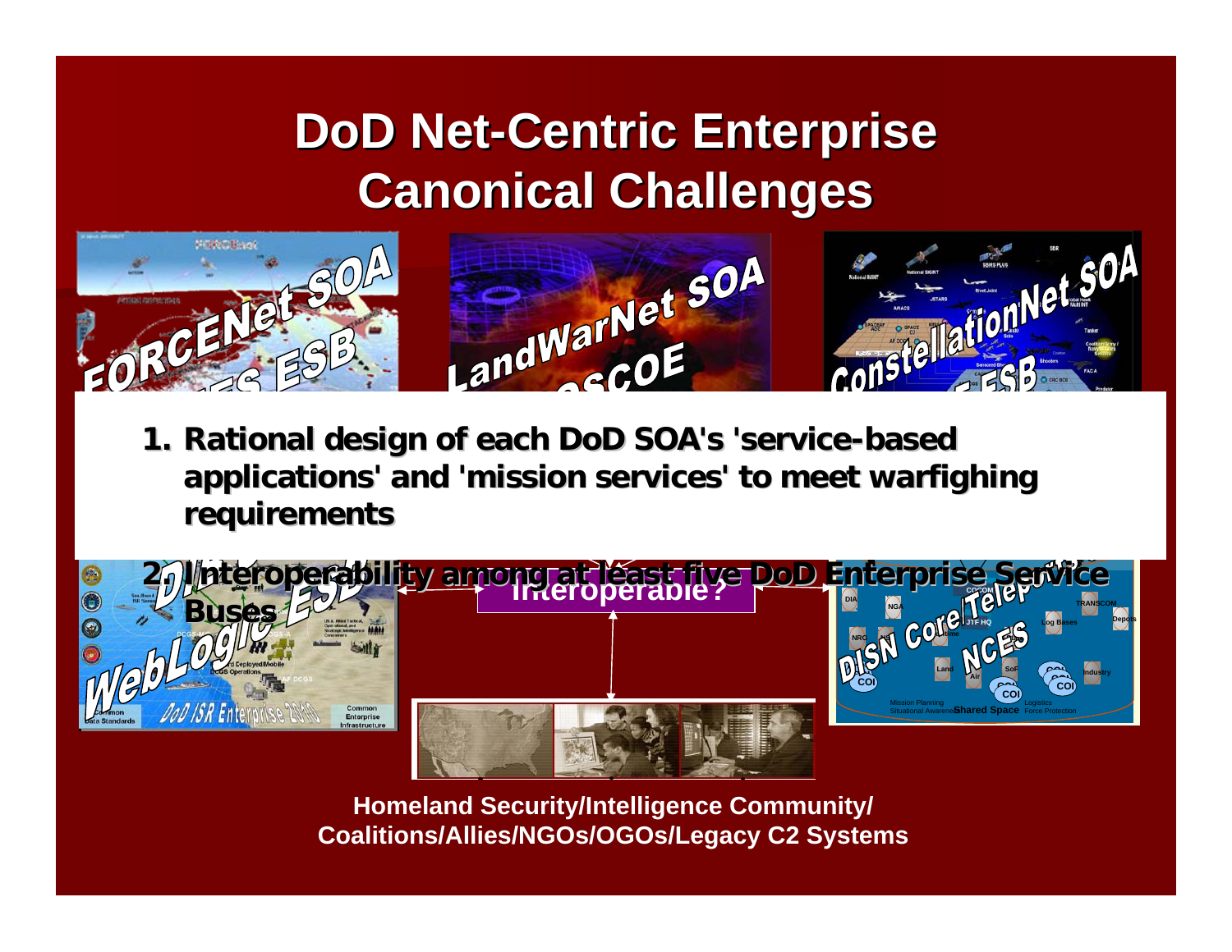# DoD Net-Centric Enterprise Canonical Challenges

1. Rational design of each DoD SOA's 'service-based applications' and 'mission services' to meet warfighing requirements
2. Interoperability among at least five DoD Enterprise Service Buses

Interoperable?

Homeland Security/Intelligence Community/ Coalitions/Allies/NGOs/OGOs/Legacy C2 Systems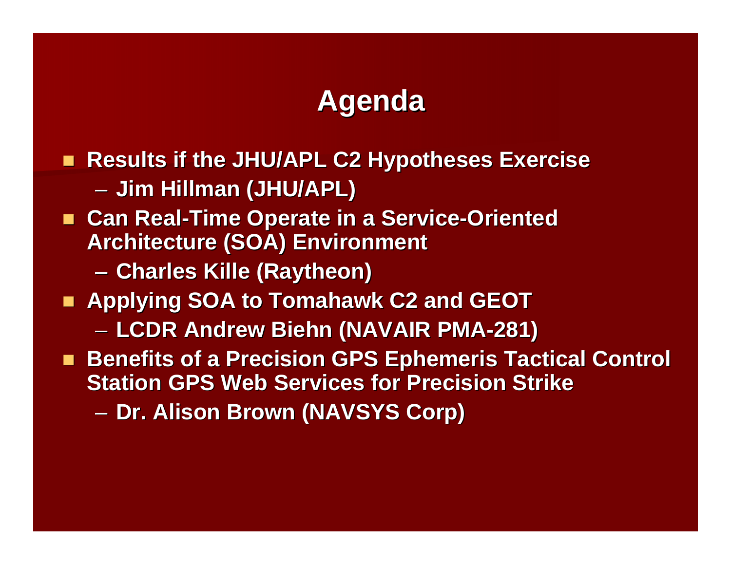# Agenda

- Results if the JHU/APL C2 Hypotheses Exercise
  - Jim Hillman (JHU/APL)
- Can Real-Time Operate in a Service-Oriented Architecture (SOA) Environment
  - Charles Kille (Raytheon)
- Applying SOA to Tomahawk C2 and GEOT
  - LCDR Andrew Biehn (NAVAIR PMA-281)
- Benefits of a Precision GPS Ephemeris Tactical Control Station GPS Web Services for Precision Strike
  - Dr. Alison Brown (NAVSYS Corp)